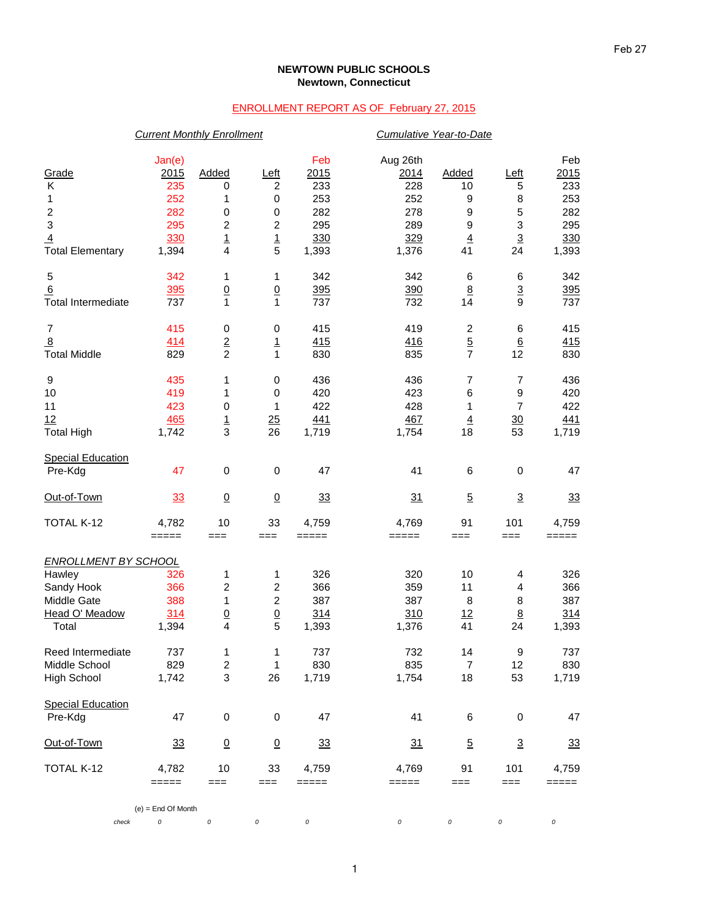Feb 27

**NEWTOWN PUBLIC SCHOOLS**
**Newtown, Connecticut**

ENROLLMENT REPORT AS OF February 27, 2015

| | *Current Monthly Enrollment* | | | | *Cumulative Year-to-Date* | | | |
|---|---|---|---|---|---|---|---|---|
| Grade | Jan(e) 2015 | Added | Left | Feb 2015 | Aug 26th 2014 | Added | Left | Feb 2015 |
| K | 235 | 0 | 2 | 233 | 228 | 10 | 5 | 233 |
| 1 | 252 | 1 | 0 | 253 | 252 | 9 | 8 | 253 |
| 2 | 282 | 0 | 0 | 282 | 278 | 9 | 5 | 282 |
| 3 | 295 | 2 | 2 | 295 | 289 | 9 | 3 | 295 |
| 4 | 330 | 1 | 1 | 330 | 329 | 4 | 3 | 330 |
| Total Elementary | 1,394 | 4 | 5 | 1,393 | 1,376 | 41 | 24 | 1,393 |
| 5 | 342 | 1 | 1 | 342 | 342 | 6 | 6 | 342 |
| 6 | 395 | 0 | 0 | 395 | 390 | 8 | 3 | 395 |
| Total Intermediate | 737 | 1 | 1 | 737 | 732 | 14 | 9 | 737 |
| 7 | 415 | 0 | 0 | 415 | 419 | 2 | 6 | 415 |
| 8 | 414 | 2 | 1 | 415 | 416 | 5 | 6 | 415 |
| Total Middle | 829 | 2 | 1 | 830 | 835 | 7 | 12 | 830 |
| 9 | 435 | 1 | 0 | 436 | 436 | 7 | 7 | 436 |
| 10 | 419 | 1 | 0 | 420 | 423 | 6 | 9 | 420 |
| 11 | 423 | 0 | 1 | 422 | 428 | 1 | 7 | 422 |
| 12 | 465 | 1 | 25 | 441 | 467 | 4 | 30 | 441 |
| Total High | 1,742 | 3 | 26 | 1,719 | 1,754 | 18 | 53 | 1,719 |
| Special Education Pre-Kdg | 47 | 0 | 0 | 47 | 41 | 6 | 0 | 47 |
| Out-of-Town | 33 | 0 | 0 | 33 | 31 | 5 | 3 | 33 |
| TOTAL K-12 | 4,782 | 10 | 33 | 4,759 | 4,769 | 91 | 101 | 4,759 |

| *ENROLLMENT BY SCHOOL* | Jan(e) 2015 | Added | Left | Feb 2015 | Aug 26th 2014 | Added | Left | Feb 2015 |
|---|---|---|---|---|---|---|---|---|
| Hawley | 326 | 1 | 1 | 326 | 320 | 10 | 4 | 326 |
| Sandy Hook | 366 | 2 | 2 | 366 | 359 | 11 | 4 | 366 |
| Middle Gate | 388 | 1 | 2 | 387 | 387 | 8 | 8 | 387 |
| Head O' Meadow | 314 | 0 | 0 | 314 | 310 | 12 | 8 | 314 |
| Total | 1,394 | 4 | 5 | 1,393 | 1,376 | 41 | 24 | 1,393 |
| Reed Intermediate | 737 | 1 | 1 | 737 | 732 | 14 | 9 | 737 |
| Middle School | 829 | 2 | 1 | 830 | 835 | 7 | 12 | 830 |
| High School | 1,742 | 3 | 26 | 1,719 | 1,754 | 18 | 53 | 1,719 |
| Special Education Pre-Kdg | 47 | 0 | 0 | 47 | 41 | 6 | 0 | 47 |
| Out-of-Town | 33 | 0 | 0 | 33 | 31 | 5 | 3 | 33 |
| TOTAL K-12 | 4,782 | 10 | 33 | 4,759 | 4,769 | 91 | 101 | 4,759 |
| *check* | 0 | 0 | 0 | 0 | 0 | 0 | 0 | 0 |

(e) = End Of Month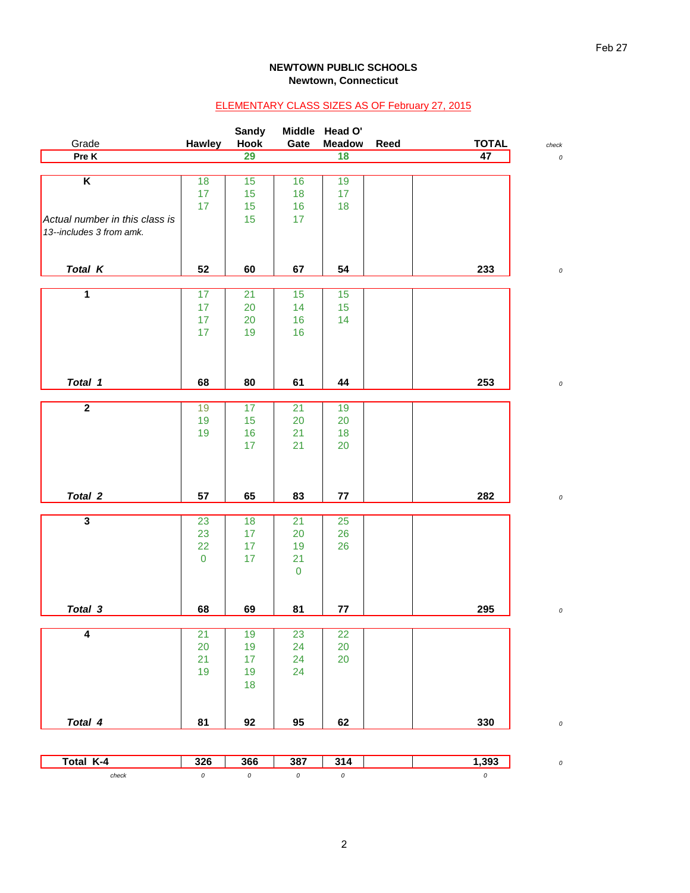Feb 27

**NEWTOWN PUBLIC SCHOOLS**
**Newtown, Connecticut**

ELEMENTARY CLASS SIZES AS OF February 27, 2015

| Grade | Hawley | Sandy Hook | Middle Gate | Head O' Meadow | Reed | TOTAL | check |
|---|---|---|---|---|---|---|---|
| **Pre K** | | **29** | | **18** | | **47** | *0* |
| **K** | 18 | 15 | 16 | 19 | | | |
| | 17 | 15 | 18 | 17 | | | |
| | 17 | 15 | 16 | 18 | | | |
| *Actual number in this class is 13--includes 3 from amk.* | | 15 | 17 | | | | |
| ***Total K*** | **52** | **60** | **67** | **54** | | **233** | *0* |
| **1** | 17 | 21 | 15 | 15 | | | |
| | 17 | 20 | 14 | 15 | | | |
| | 17 | 20 | 16 | 14 | | | |
| | 17 | 19 | 16 | | | | |
| ***Total 1*** | **68** | **80** | **61** | **44** | | **253** | *0* |
| **2** | 19 | 17 | 21 | 19 | | | |
| | 19 | 15 | 20 | 20 | | | |
| | 19 | 16 | 21 | 18 | | | |
| | | 17 | 21 | 20 | | | |
| ***Total 2*** | **57** | **65** | **83** | **77** | | **282** | *0* |
| **3** | 23 | 18 | 21 | 25 | | | |
| | 23 | 17 | 20 | 26 | | | |
| | 22 | 17 | 19 | 26 | | | |
| | 0 | 17 | 21 | | | | |
| | | | 0 | | | | |
| ***Total 3*** | **68** | **69** | **81** | **77** | | **295** | *0* |
| **4** | 21 | 19 | 23 | 22 | | | |
| | 20 | 19 | 24 | 20 | | | |
| | 21 | 17 | 24 | 20 | | | |
| | 19 | 19 | 24 | | | | |
| | | 18 | | | | | |
| ***Total 4*** | **81** | **92** | **95** | **62** | | **330** | *0* |
| **Total K-4** | **326** | **366** | **387** | **314** | | **1,393** | *0* |
| *check* | *0* | *0* | *0* | *0* | | *0* | |